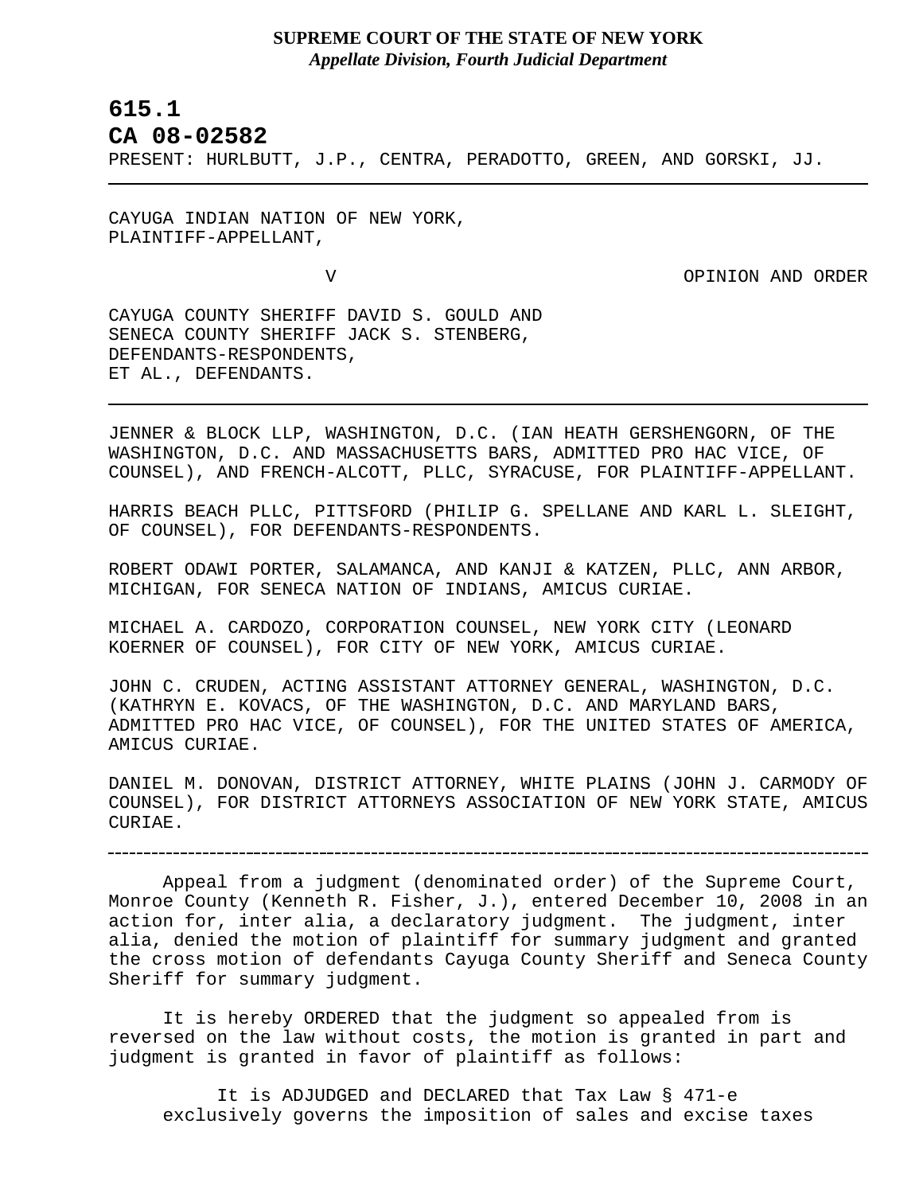**SUPREME COURT OF THE STATE OF NEW YORK**
***Appellate Division, Fourth Judicial Department***

**615.1**
**CA 08-02582**
PRESENT: HURLBUTT, J.P., CENTRA, PERADOTTO, GREEN, AND GORSKI, JJ.

---

CAYUGA INDIAN NATION OF NEW YORK,
PLAINTIFF-APPELLANT,

V OPINION AND ORDER

CAYUGA COUNTY SHERIFF DAVID S. GOULD AND
SENECA COUNTY SHERIFF JACK S. STENBERG,
DEFENDANTS-RESPONDENTS,
ET AL., DEFENDANTS.

---

JENNER & BLOCK LLP, WASHINGTON, D.C. (IAN HEATH GERSHENGORN, OF THE WASHINGTON, D.C. AND MASSACHUSETTS BARS, ADMITTED PRO HAC VICE, OF COUNSEL), AND FRENCH-ALCOTT, PLLC, SYRACUSE, FOR PLAINTIFF-APPELLANT.

HARRIS BEACH PLLC, PITTSFORD (PHILIP G. SPELLANE AND KARL L. SLEIGHT, OF COUNSEL), FOR DEFENDANTS-RESPONDENTS.

ROBERT ODAWI PORTER, SALAMANCA, AND KANJI & KATZEN, PLLC, ANN ARBOR, MICHIGAN, FOR SENECA NATION OF INDIANS, AMICUS CURIAE.

MICHAEL A. CARDOZO, CORPORATION COUNSEL, NEW YORK CITY (LEONARD KOERNER OF COUNSEL), FOR CITY OF NEW YORK, AMICUS CURIAE.

JOHN C. CRUDEN, ACTING ASSISTANT ATTORNEY GENERAL, WASHINGTON, D.C. (KATHRYN E. KOVACS, OF THE WASHINGTON, D.C. AND MARYLAND BARS, ADMITTED PRO HAC VICE, OF COUNSEL), FOR THE UNITED STATES OF AMERICA, AMICUS CURIAE.

DANIEL M. DONOVAN, DISTRICT ATTORNEY, WHITE PLAINS (JOHN J. CARMODY OF COUNSEL), FOR DISTRICT ATTORNEYS ASSOCIATION OF NEW YORK STATE, AMICUS CURIAE.

---

Appeal from a judgment (denominated order) of the Supreme Court, Monroe County (Kenneth R. Fisher, J.), entered December 10, 2008 in an action for, inter alia, a declaratory judgment. The judgment, inter alia, denied the motion of plaintiff for summary judgment and granted the cross motion of defendants Cayuga County Sheriff and Seneca County Sheriff for summary judgment.

It is hereby ORDERED that the judgment so appealed from is reversed on the law without costs, the motion is granted in part and judgment is granted in favor of plaintiff as follows:

> It is ADJUDGED and DECLARED that Tax Law § 471-e exclusively governs the imposition of sales and excise taxes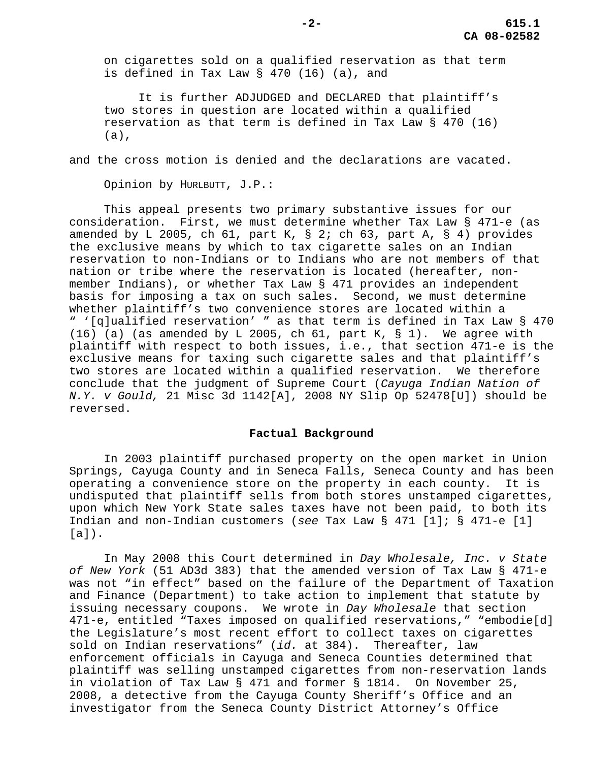on cigarettes sold on a qualified reservation as that term is defined in Tax Law § 470 (16) (a), and

It is further ADJUDGED and DECLARED that plaintiff's two stores in question are located within a qualified reservation as that term is defined in Tax Law § 470 (16) (a),

and the cross motion is denied and the declarations are vacated.

Opinion by HURLBUTT, J.P.:

This appeal presents two primary substantive issues for our consideration. First, we must determine whether Tax Law § 471-e (as amended by L 2005, ch 61, part K, § 2; ch 63, part A, § 4) provides the exclusive means by which to tax cigarette sales on an Indian reservation to non-Indians or to Indians who are not members of that nation or tribe where the reservation is located (hereafter, non-member Indians), or whether Tax Law § 471 provides an independent basis for imposing a tax on such sales. Second, we must determine whether plaintiff's two convenience stores are located within a " '[q]ualified reservation' " as that term is defined in Tax Law § 470 (16) (a) (as amended by L 2005, ch 61, part K, § 1). We agree with plaintiff with respect to both issues, i.e., that section 471-e is the exclusive means for taxing such cigarette sales and that plaintiff's two stores are located within a qualified reservation. We therefore conclude that the judgment of Supreme Court (*Cayuga Indian Nation of N.Y. v Gould,* 21 Misc 3d 1142[A], 2008 NY Slip Op 52478[U]) should be reversed.

## Factual Background

In 2003 plaintiff purchased property on the open market in Union Springs, Cayuga County and in Seneca Falls, Seneca County and has been operating a convenience store on the property in each county. It is undisputed that plaintiff sells from both stores unstamped cigarettes, upon which New York State sales taxes have not been paid, to both its Indian and non-Indian customers (*see* Tax Law § 471 [1]; § 471-e [1] [a]).

In May 2008 this Court determined in *Day Wholesale, Inc. v State of New York* (51 AD3d 383) that the amended version of Tax Law § 471-e was not "in effect" based on the failure of the Department of Taxation and Finance (Department) to take action to implement that statute by issuing necessary coupons. We wrote in *Day Wholesale* that section 471-e, entitled "Taxes imposed on qualified reservations," "embodie[d] the Legislature's most recent effort to collect taxes on cigarettes sold on Indian reservations" (*id.* at 384). Thereafter, law enforcement officials in Cayuga and Seneca Counties determined that plaintiff was selling unstamped cigarettes from non-reservation lands in violation of Tax Law § 471 and former § 1814. On November 25, 2008, a detective from the Cayuga County Sheriff's Office and an investigator from the Seneca County District Attorney's Office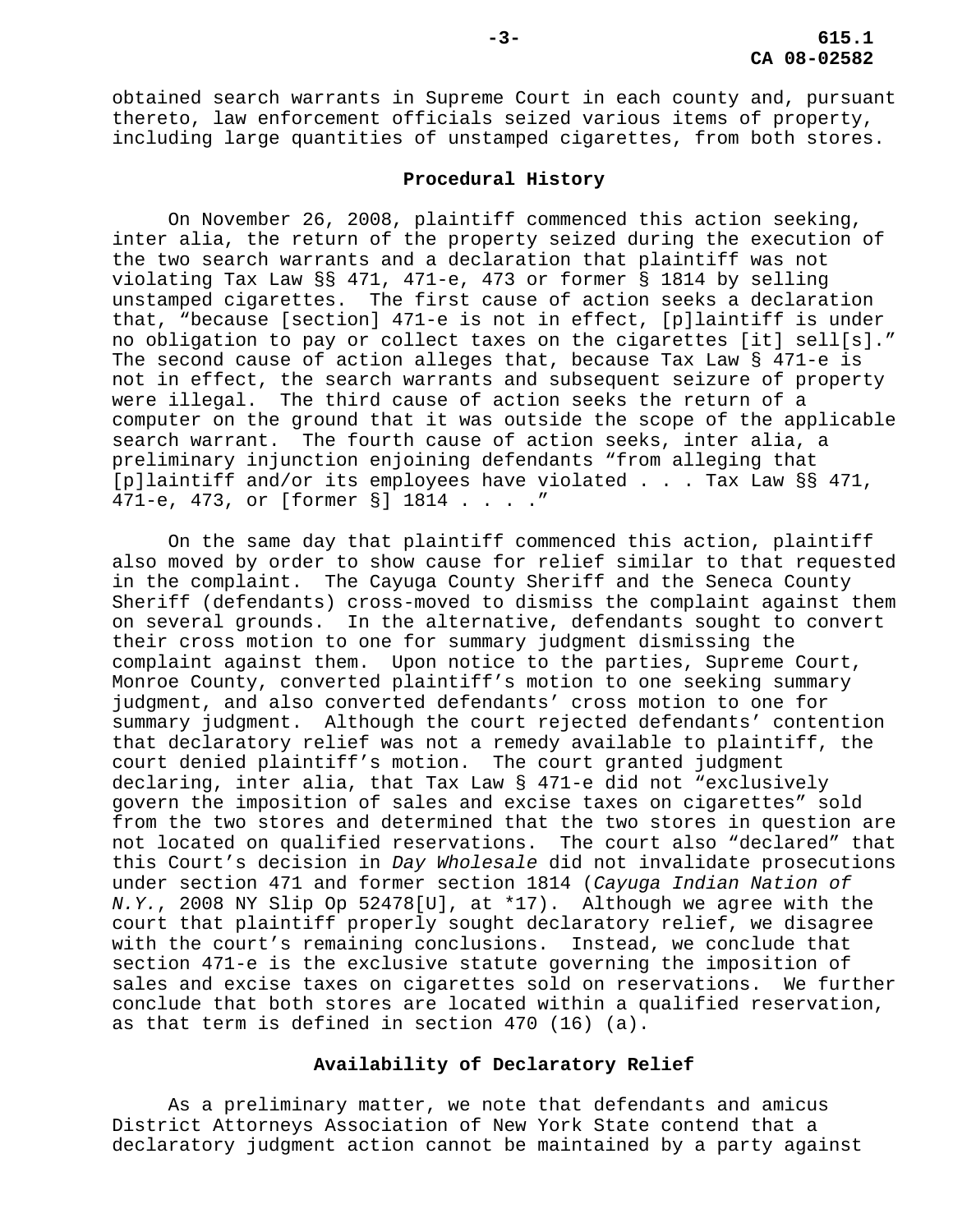obtained search warrants in Supreme Court in each county and, pursuant thereto, law enforcement officials seized various items of property, including large quantities of unstamped cigarettes, from both stores.

## Procedural History

On November 26, 2008, plaintiff commenced this action seeking, inter alia, the return of the property seized during the execution of the two search warrants and a declaration that plaintiff was not violating Tax Law §§ 471, 471-e, 473 or former § 1814 by selling unstamped cigarettes. The first cause of action seeks a declaration that, "because [section] 471-e is not in effect, [p]laintiff is under no obligation to pay or collect taxes on the cigarettes [it] sell[s]." The second cause of action alleges that, because Tax Law § 471-e is not in effect, the search warrants and subsequent seizure of property were illegal. The third cause of action seeks the return of a computer on the ground that it was outside the scope of the applicable search warrant. The fourth cause of action seeks, inter alia, a preliminary injunction enjoining defendants "from alleging that [p]laintiff and/or its employees have violated . . . Tax Law §§ 471, 471-e, 473, or [former §] 1814 . . . ."

On the same day that plaintiff commenced this action, plaintiff also moved by order to show cause for relief similar to that requested in the complaint. The Cayuga County Sheriff and the Seneca County Sheriff (defendants) cross-moved to dismiss the complaint against them on several grounds. In the alternative, defendants sought to convert their cross motion to one for summary judgment dismissing the complaint against them. Upon notice to the parties, Supreme Court, Monroe County, converted plaintiff's motion to one seeking summary judgment, and also converted defendants' cross motion to one for summary judgment. Although the court rejected defendants' contention that declaratory relief was not a remedy available to plaintiff, the court denied plaintiff's motion. The court granted judgment declaring, inter alia, that Tax Law § 471-e did not "exclusively govern the imposition of sales and excise taxes on cigarettes" sold from the two stores and determined that the two stores in question are not located on qualified reservations. The court also "declared" that this Court's decision in *Day Wholesale* did not invalidate prosecutions under section 471 and former section 1814 (*Cayuga Indian Nation of N.Y.*, 2008 NY Slip Op 52478[U], at *17). Although we agree with the court that plaintiff properly sought declaratory relief, we disagree with the court's remaining conclusions. Instead, we conclude that section 471-e is the exclusive statute governing the imposition of sales and excise taxes on cigarettes sold on reservations. We further conclude that both stores are located within a qualified reservation, as that term is defined in section 470 (16) (a).

## Availability of Declaratory Relief

As a preliminary matter, we note that defendants and amicus District Attorneys Association of New York State contend that a declaratory judgment action cannot be maintained by a party against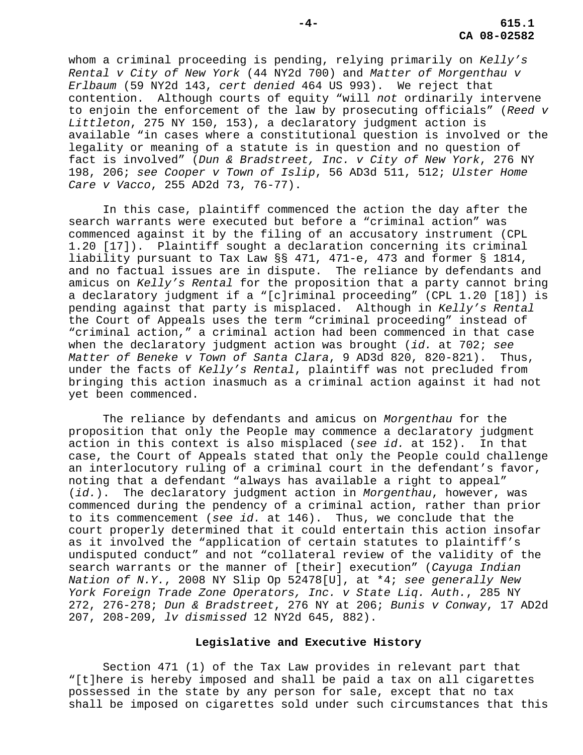whom a criminal proceeding is pending, relying primarily on *Kelly's Rental v City of New York* (44 NY2d 700) and *Matter of Morgenthau v Erlbaum* (59 NY2d 143, *cert denied* 464 US 993). We reject that contention. Although courts of equity "will *not* ordinarily intervene to enjoin the enforcement of the law by prosecuting officials" (*Reed v Littleton*, 275 NY 150, 153), a declaratory judgment action is available "in cases where a constitutional question is involved or the legality or meaning of a statute is in question and no question of fact is involved" (*Dun & Bradstreet, Inc. v City of New York*, 276 NY 198, 206; *see Cooper v Town of Islip*, 56 AD3d 511, 512; *Ulster Home Care v Vacco*, 255 AD2d 73, 76-77).

In this case, plaintiff commenced the action the day after the search warrants were executed but before a "criminal action" was commenced against it by the filing of an accusatory instrument (CPL 1.20 [17]). Plaintiff sought a declaration concerning its criminal liability pursuant to Tax Law §§ 471, 471-e, 473 and former § 1814, and no factual issues are in dispute. The reliance by defendants and amicus on *Kelly's Rental* for the proposition that a party cannot bring a declaratory judgment if a "[c]riminal proceeding" (CPL 1.20 [18]) is pending against that party is misplaced. Although in *Kelly's Rental* the Court of Appeals uses the term "criminal proceeding" instead of "criminal action," a criminal action had been commenced in that case when the declaratory judgment action was brought (*id.* at 702; *see Matter of Beneke v Town of Santa Clara*, 9 AD3d 820, 820-821). Thus, under the facts of *Kelly's Rental*, plaintiff was not precluded from bringing this action inasmuch as a criminal action against it had not yet been commenced.

The reliance by defendants and amicus on *Morgenthau* for the proposition that only the People may commence a declaratory judgment action in this context is also misplaced (*see id.* at 152). In that case, the Court of Appeals stated that only the People could challenge an interlocutory ruling of a criminal court in the defendant's favor, noting that a defendant "always has available a right to appeal" (*id.*). The declaratory judgment action in *Morgenthau*, however, was commenced during the pendency of a criminal action, rather than prior to its commencement (*see id.* at 146). Thus, we conclude that the court properly determined that it could entertain this action insofar as it involved the "application of certain statutes to plaintiff's undisputed conduct" and not "collateral review of the validity of the search warrants or the manner of [their] execution" (*Cayuga Indian Nation of N.Y.*, 2008 NY Slip Op 52478[U], at *4; *see generally New York Foreign Trade Zone Operators, Inc. v State Liq. Auth.*, 285 NY 272, 276-278; *Dun & Bradstreet*, 276 NY at 206; *Bunis v Conway*, 17 AD2d 207, 208-209, *lv dismissed* 12 NY2d 645, 882).

**Legislative and Executive History**

Section 471 (1) of the Tax Law provides in relevant part that "[t]here is hereby imposed and shall be paid a tax on all cigarettes possessed in the state by any person for sale, except that no tax shall be imposed on cigarettes sold under such circumstances that this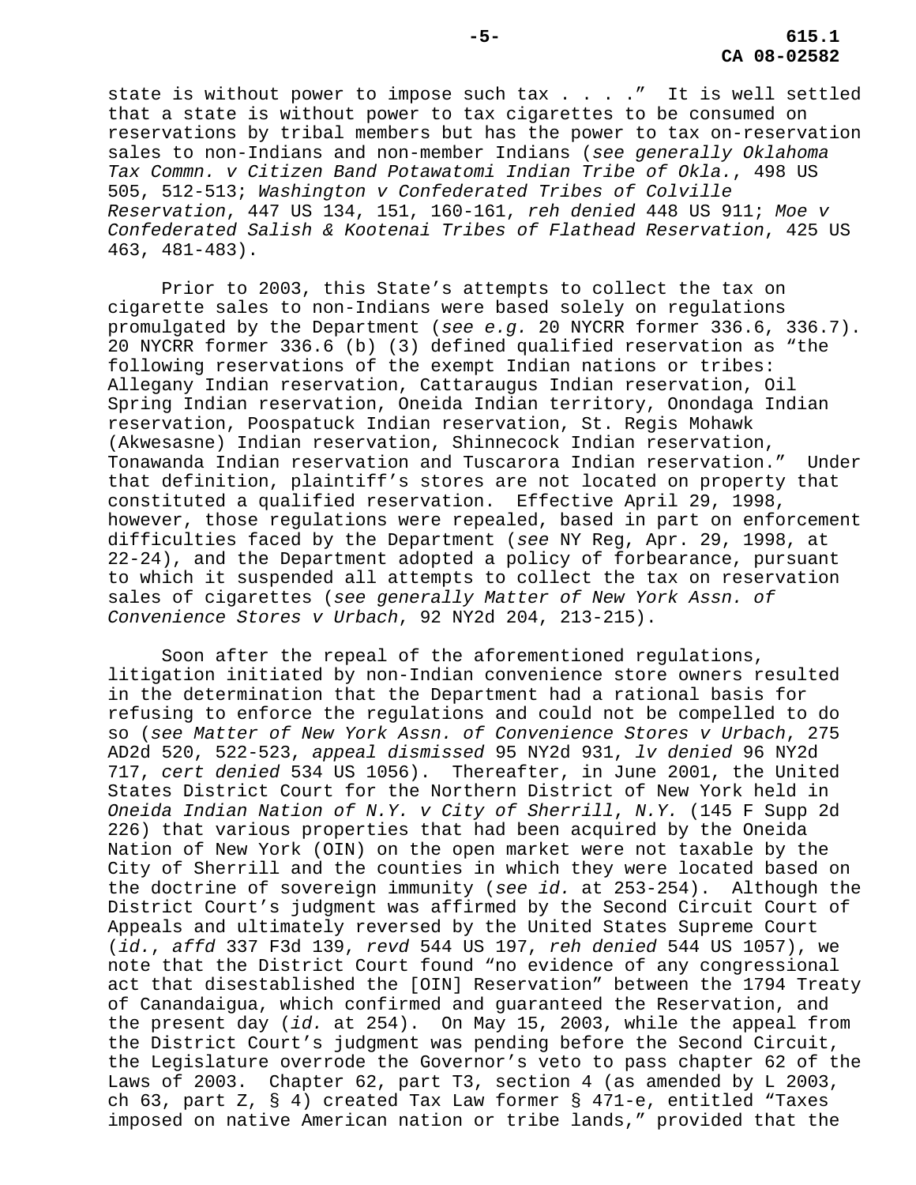state is without power to impose such tax . . . ." It is well settled that a state is without power to tax cigarettes to be consumed on reservations by tribal members but has the power to tax on-reservation sales to non-Indians and non-member Indians (*see generally Oklahoma Tax Commn. v Citizen Band Potawatomi Indian Tribe of Okla.*, 498 US 505, 512-513; *Washington v Confederated Tribes of Colville Reservation*, 447 US 134, 151, 160-161, *reh denied* 448 US 911; *Moe v Confederated Salish & Kootenai Tribes of Flathead Reservation*, 425 US 463, 481-483).

Prior to 2003, this State's attempts to collect the tax on cigarette sales to non-Indians were based solely on regulations promulgated by the Department (*see e.g.* 20 NYCRR former 336.6, 336.7). 20 NYCRR former 336.6 (b) (3) defined qualified reservation as "the following reservations of the exempt Indian nations or tribes: Allegany Indian reservation, Cattaraugus Indian reservation, Oil Spring Indian reservation, Oneida Indian territory, Onondaga Indian reservation, Poospatuck Indian reservation, St. Regis Mohawk (Akwesasne) Indian reservation, Shinnecock Indian reservation, Tonawanda Indian reservation and Tuscarora Indian reservation." Under that definition, plaintiff's stores are not located on property that constituted a qualified reservation. Effective April 29, 1998, however, those regulations were repealed, based in part on enforcement difficulties faced by the Department (*see* NY Reg, Apr. 29, 1998, at 22-24), and the Department adopted a policy of forbearance, pursuant to which it suspended all attempts to collect the tax on reservation sales of cigarettes (*see generally Matter of New York Assn. of Convenience Stores v Urbach*, 92 NY2d 204, 213-215).

Soon after the repeal of the aforementioned regulations, litigation initiated by non-Indian convenience store owners resulted in the determination that the Department had a rational basis for refusing to enforce the regulations and could not be compelled to do so (*see Matter of New York Assn. of Convenience Stores v Urbach*, 275 AD2d 520, 522-523, *appeal dismissed* 95 NY2d 931, *lv denied* 96 NY2d 717, *cert denied* 534 US 1056). Thereafter, in June 2001, the United States District Court for the Northern District of New York held in *Oneida Indian Nation of N.Y. v City of Sherrill, N.Y.* (145 F Supp 2d 226) that various properties that had been acquired by the Oneida Nation of New York (OIN) on the open market were not taxable by the City of Sherrill and the counties in which they were located based on the doctrine of sovereign immunity (*see id.* at 253-254). Although the District Court's judgment was affirmed by the Second Circuit Court of Appeals and ultimately reversed by the United States Supreme Court (*id.*, *affd* 337 F3d 139, *revd* 544 US 197, *reh denied* 544 US 1057), we note that the District Court found "no evidence of any congressional act that disestablished the [OIN] Reservation" between the 1794 Treaty of Canandaigua, which confirmed and guaranteed the Reservation, and the present day (*id.* at 254). On May 15, 2003, while the appeal from the District Court's judgment was pending before the Second Circuit, the Legislature overrode the Governor's veto to pass chapter 62 of the Laws of 2003. Chapter 62, part T3, section 4 (as amended by L 2003, ch 63, part Z, § 4) created Tax Law former § 471-e, entitled "Taxes imposed on native American nation or tribe lands," provided that the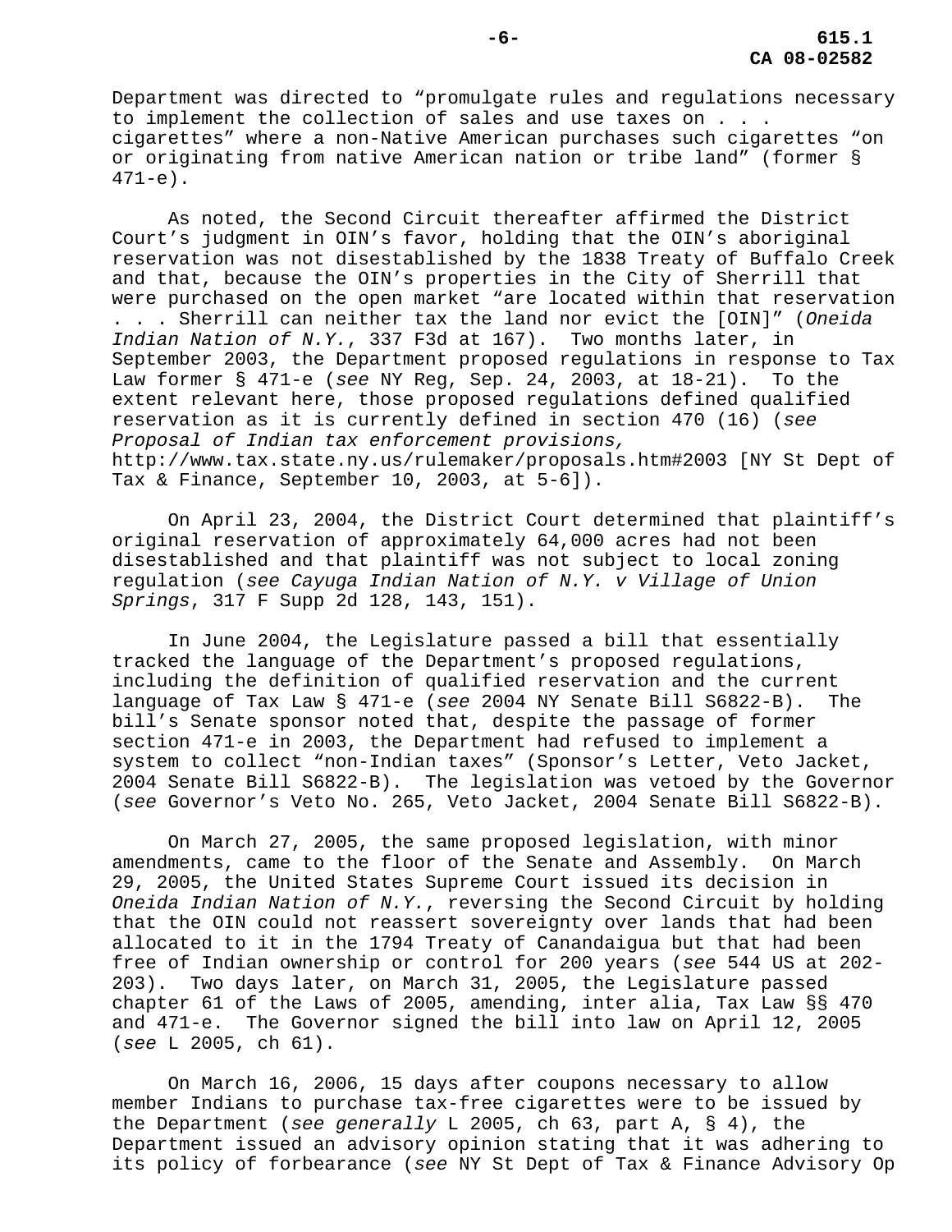Department was directed to "promulgate rules and regulations necessary to implement the collection of sales and use taxes on . . . cigarettes" where a non-Native American purchases such cigarettes "on or originating from native American nation or tribe land" (former § 471-e).

As noted, the Second Circuit thereafter affirmed the District Court's judgment in OIN's favor, holding that the OIN's aboriginal reservation was not disestablished by the 1838 Treaty of Buffalo Creek and that, because the OIN's properties in the City of Sherrill that were purchased on the open market "are located within that reservation . . . Sherrill can neither tax the land nor evict the [OIN]" (*Oneida Indian Nation of N.Y.*, 337 F3d at 167). Two months later, in September 2003, the Department proposed regulations in response to Tax Law former § 471-e (*see* NY Reg, Sep. 24, 2003, at 18-21). To the extent relevant here, those proposed regulations defined qualified reservation as it is currently defined in section 470 (16) (*see Proposal of Indian tax enforcement provisions,* http://www.tax.state.ny.us/rulemaker/proposals.htm#2003 [NY St Dept of Tax & Finance, September 10, 2003, at 5-6]).

On April 23, 2004, the District Court determined that plaintiff's original reservation of approximately 64,000 acres had not been disestablished and that plaintiff was not subject to local zoning regulation (*see Cayuga Indian Nation of N.Y. v Village of Union Springs*, 317 F Supp 2d 128, 143, 151).

In June 2004, the Legislature passed a bill that essentially tracked the language of the Department's proposed regulations, including the definition of qualified reservation and the current language of Tax Law § 471-e (*see* 2004 NY Senate Bill S6822-B). The bill's Senate sponsor noted that, despite the passage of former section 471-e in 2003, the Department had refused to implement a system to collect "non-Indian taxes" (Sponsor's Letter, Veto Jacket, 2004 Senate Bill S6822-B). The legislation was vetoed by the Governor (*see* Governor's Veto No. 265, Veto Jacket, 2004 Senate Bill S6822-B).

On March 27, 2005, the same proposed legislation, with minor amendments, came to the floor of the Senate and Assembly. On March 29, 2005, the United States Supreme Court issued its decision in *Oneida Indian Nation of N.Y.*, reversing the Second Circuit by holding that the OIN could not reassert sovereignty over lands that had been allocated to it in the 1794 Treaty of Canandaigua but that had been free of Indian ownership or control for 200 years (*see* 544 US at 202-203). Two days later, on March 31, 2005, the Legislature passed chapter 61 of the Laws of 2005, amending, inter alia, Tax Law §§ 470 and 471-e. The Governor signed the bill into law on April 12, 2005 (*see* L 2005, ch 61).

On March 16, 2006, 15 days after coupons necessary to allow member Indians to purchase tax-free cigarettes were to be issued by the Department (*see generally* L 2005, ch 63, part A, § 4), the Department issued an advisory opinion stating that it was adhering to its policy of forbearance (*see* NY St Dept of Tax & Finance Advisory Op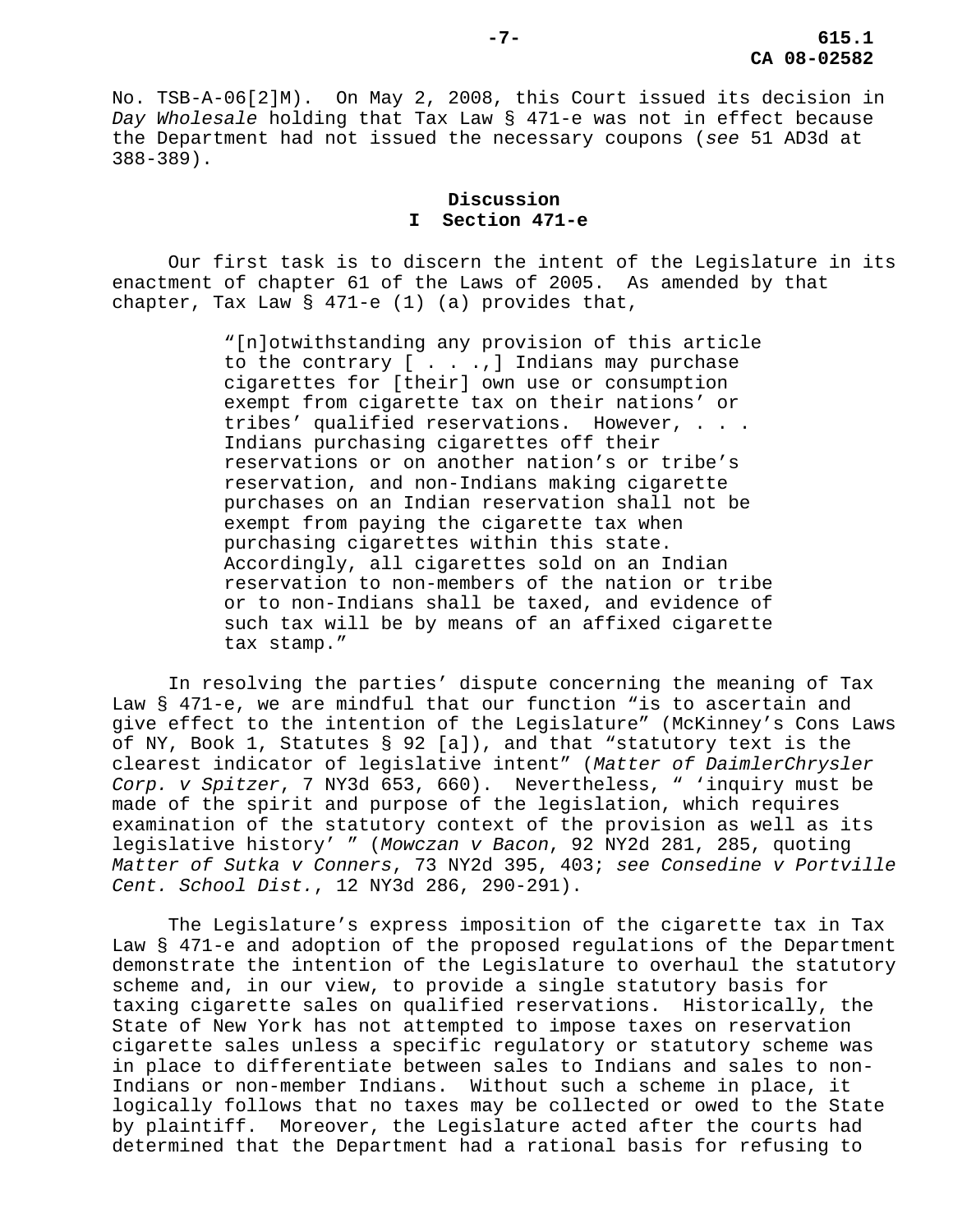No. TSB-A-06[2]M). On May 2, 2008, this Court issued its decision in *Day Wholesale* holding that Tax Law § 471-e was not in effect because the Department had not issued the necessary coupons (*see* 51 AD3d at 388-389).

## Discussion

### I Section 471-e

Our first task is to discern the intent of the Legislature in its enactment of chapter 61 of the Laws of 2005. As amended by that chapter, Tax Law § 471-e (1) (a) provides that,

> "[n]otwithstanding any provision of this article to the contrary [ . . .,] Indians may purchase cigarettes for [their] own use or consumption exempt from cigarette tax on their nations' or tribes' qualified reservations. However, . . . Indians purchasing cigarettes off their reservations or on another nation's or tribe's reservation, and non-Indians making cigarette purchases on an Indian reservation shall not be exempt from paying the cigarette tax when purchasing cigarettes within this state. Accordingly, all cigarettes sold on an Indian reservation to non-members of the nation or tribe or to non-Indians shall be taxed, and evidence of such tax will be by means of an affixed cigarette tax stamp."

In resolving the parties' dispute concerning the meaning of Tax Law § 471-e, we are mindful that our function "is to ascertain and give effect to the intention of the Legislature" (McKinney's Cons Laws of NY, Book 1, Statutes § 92 [a]), and that "statutory text is the clearest indicator of legislative intent" (*Matter of DaimlerChrysler Corp. v Spitzer*, 7 NY3d 653, 660). Nevertheless, " 'inquiry must be made of the spirit and purpose of the legislation, which requires examination of the statutory context of the provision as well as its legislative history' " (*Mowczan v Bacon*, 92 NY2d 281, 285, quoting *Matter of Sutka v Conners*, 73 NY2d 395, 403; *see Consedine v Portville Cent. School Dist.*, 12 NY3d 286, 290-291).

The Legislature's express imposition of the cigarette tax in Tax Law § 471-e and adoption of the proposed regulations of the Department demonstrate the intention of the Legislature to overhaul the statutory scheme and, in our view, to provide a single statutory basis for taxing cigarette sales on qualified reservations. Historically, the State of New York has not attempted to impose taxes on reservation cigarette sales unless a specific regulatory or statutory scheme was in place to differentiate between sales to Indians and sales to non-Indians or non-member Indians. Without such a scheme in place, it logically follows that no taxes may be collected or owed to the State by plaintiff. Moreover, the Legislature acted after the courts had determined that the Department had a rational basis for refusing to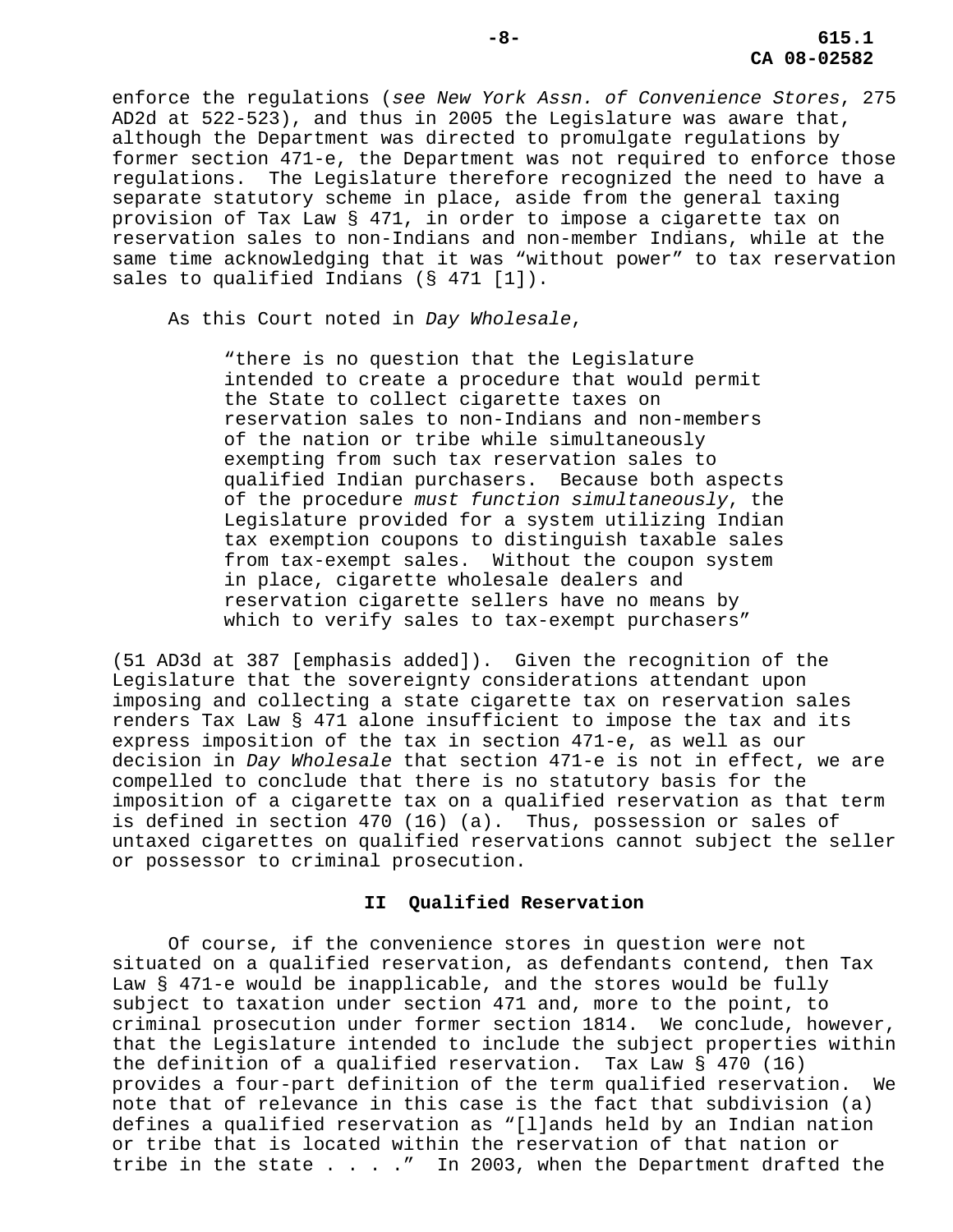enforce the regulations (*see New York Assn. of Convenience Stores*, 275 AD2d at 522-523), and thus in 2005 the Legislature was aware that, although the Department was directed to promulgate regulations by former section 471-e, the Department was not required to enforce those regulations. The Legislature therefore recognized the need to have a separate statutory scheme in place, aside from the general taxing provision of Tax Law § 471, in order to impose a cigarette tax on reservation sales to non-Indians and non-member Indians, while at the same time acknowledging that it was "without power" to tax reservation sales to qualified Indians (§ 471 [1]).

As this Court noted in *Day Wholesale*,

> "there is no question that the Legislature intended to create a procedure that would permit the State to collect cigarette taxes on reservation sales to non-Indians and non-members of the nation or tribe while simultaneously exempting from such tax reservation sales to qualified Indian purchasers. Because both aspects of the procedure *must function simultaneously*, the Legislature provided for a system utilizing Indian tax exemption coupons to distinguish taxable sales from tax-exempt sales. Without the coupon system in place, cigarette wholesale dealers and reservation cigarette sellers have no means by which to verify sales to tax-exempt purchasers"

(51 AD3d at 387 [emphasis added]). Given the recognition of the Legislature that the sovereignty considerations attendant upon imposing and collecting a state cigarette tax on reservation sales renders Tax Law § 471 alone insufficient to impose the tax and its express imposition of the tax in section 471-e, as well as our decision in *Day Wholesale* that section 471-e is not in effect, we are compelled to conclude that there is no statutory basis for the imposition of a cigarette tax on a qualified reservation as that term is defined in section 470 (16) (a). Thus, possession or sales of untaxed cigarettes on qualified reservations cannot subject the seller or possessor to criminal prosecution.

## II Qualified Reservation

Of course, if the convenience stores in question were not situated on a qualified reservation, as defendants contend, then Tax Law § 471-e would be inapplicable, and the stores would be fully subject to taxation under section 471 and, more to the point, to criminal prosecution under former section 1814. We conclude, however, that the Legislature intended to include the subject properties within the definition of a qualified reservation. Tax Law § 470 (16) provides a four-part definition of the term qualified reservation. We note that of relevance in this case is the fact that subdivision (a) defines a qualified reservation as "[l]ands held by an Indian nation or tribe that is located within the reservation of that nation or tribe in the state . . . ." In 2003, when the Department drafted the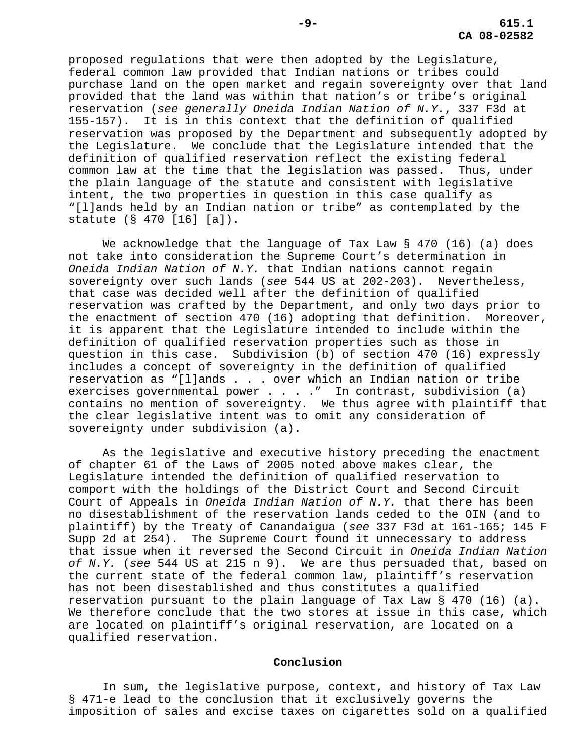proposed regulations that were then adopted by the Legislature, federal common law provided that Indian nations or tribes could purchase land on the open market and regain sovereignty over that land provided that the land was within that nation's or tribe's original reservation (*see generally Oneida Indian Nation of N.Y.*, 337 F3d at 155-157). It is in this context that the definition of qualified reservation was proposed by the Department and subsequently adopted by the Legislature. We conclude that the Legislature intended that the definition of qualified reservation reflect the existing federal common law at the time that the legislation was passed. Thus, under the plain language of the statute and consistent with legislative intent, the two properties in question in this case qualify as "[l]ands held by an Indian nation or tribe" as contemplated by the statute (§ 470 [16] [a]).

We acknowledge that the language of Tax Law § 470 (16) (a) does not take into consideration the Supreme Court's determination in *Oneida Indian Nation of N.Y.* that Indian nations cannot regain sovereignty over such lands (*see* 544 US at 202-203). Nevertheless, that case was decided well after the definition of qualified reservation was crafted by the Department, and only two days prior to the enactment of section 470 (16) adopting that definition. Moreover, it is apparent that the Legislature intended to include within the definition of qualified reservation properties such as those in question in this case. Subdivision (b) of section 470 (16) expressly includes a concept of sovereignty in the definition of qualified reservation as "[l]ands . . . over which an Indian nation or tribe exercises governmental power . . . ." In contrast, subdivision (a) contains no mention of sovereignty. We thus agree with plaintiff that the clear legislative intent was to omit any consideration of sovereignty under subdivision (a).

As the legislative and executive history preceding the enactment of chapter 61 of the Laws of 2005 noted above makes clear, the Legislature intended the definition of qualified reservation to comport with the holdings of the District Court and Second Circuit Court of Appeals in *Oneida Indian Nation of N.Y.* that there has been no disestablishment of the reservation lands ceded to the OIN (and to plaintiff) by the Treaty of Canandaigua (*see* 337 F3d at 161-165; 145 F Supp 2d at 254). The Supreme Court found it unnecessary to address that issue when it reversed the Second Circuit in *Oneida Indian Nation of N.Y.* (*see* 544 US at 215 n 9). We are thus persuaded that, based on the current state of the federal common law, plaintiff's reservation has not been disestablished and thus constitutes a qualified reservation pursuant to the plain language of Tax Law § 470 (16) (a). We therefore conclude that the two stores at issue in this case, which are located on plaintiff's original reservation, are located on a qualified reservation.

## Conclusion

In sum, the legislative purpose, context, and history of Tax Law § 471-e lead to the conclusion that it exclusively governs the imposition of sales and excise taxes on cigarettes sold on a qualified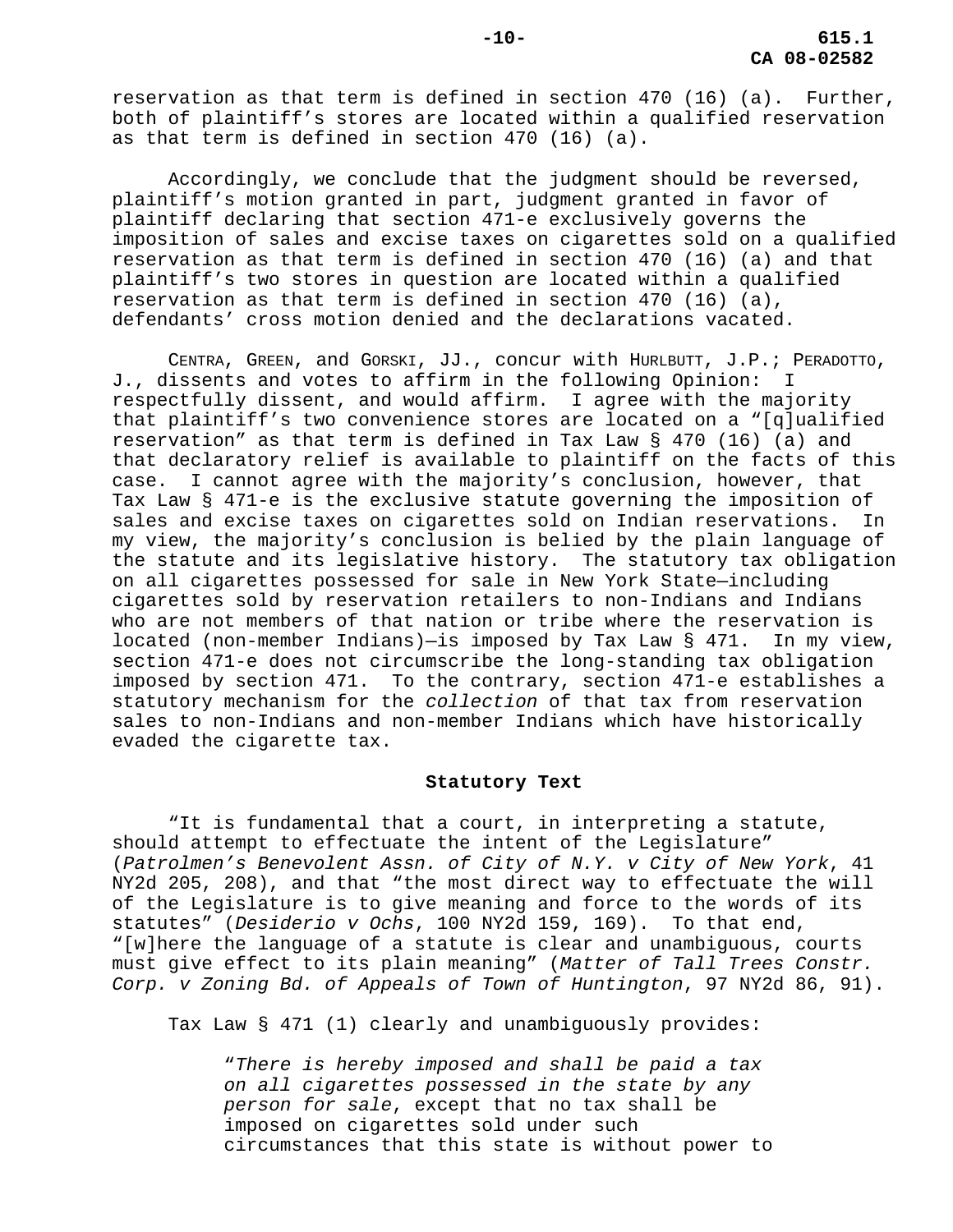reservation as that term is defined in section 470 (16) (a). Further, both of plaintiff's stores are located within a qualified reservation as that term is defined in section 470 (16) (a).

Accordingly, we conclude that the judgment should be reversed, plaintiff's motion granted in part, judgment granted in favor of plaintiff declaring that section 471-e exclusively governs the imposition of sales and excise taxes on cigarettes sold on a qualified reservation as that term is defined in section 470 (16) (a) and that plaintiff's two stores in question are located within a qualified reservation as that term is defined in section 470 (16) (a), defendants' cross motion denied and the declarations vacated.

CENTRA, GREEN, and GORSKI, JJ., concur with HURLBUTT, J.P.; PERADOTTO, J., dissents and votes to affirm in the following Opinion: I respectfully dissent, and would affirm. I agree with the majority that plaintiff's two convenience stores are located on a "[q]ualified reservation" as that term is defined in Tax Law § 470 (16) (a) and that declaratory relief is available to plaintiff on the facts of this case. I cannot agree with the majority's conclusion, however, that Tax Law § 471-e is the exclusive statute governing the imposition of sales and excise taxes on cigarettes sold on Indian reservations. In my view, the majority's conclusion is belied by the plain language of the statute and its legislative history. The statutory tax obligation on all cigarettes possessed for sale in New York State—including cigarettes sold by reservation retailers to non-Indians and Indians who are not members of that nation or tribe where the reservation is located (non-member Indians)—is imposed by Tax Law § 471. In my view, section 471-e does not circumscribe the long-standing tax obligation imposed by section 471. To the contrary, section 471-e establishes a statutory mechanism for the *collection* of that tax from reservation sales to non-Indians and non-member Indians which have historically evaded the cigarette tax.

**Statutory Text**

"It is fundamental that a court, in interpreting a statute, should attempt to effectuate the intent of the Legislature" (*Patrolmen's Benevolent Assn. of City of N.Y. v City of New York*, 41 NY2d 205, 208), and that "the most direct way to effectuate the will of the Legislature is to give meaning and force to the words of its statutes" (*Desiderio v Ochs*, 100 NY2d 159, 169). To that end, "[w]here the language of a statute is clear and unambiguous, courts must give effect to its plain meaning" (*Matter of Tall Trees Constr. Corp. v Zoning Bd. of Appeals of Town of Huntington*, 97 NY2d 86, 91).

Tax Law § 471 (1) clearly and unambiguously provides:

> "*There is hereby imposed and shall be paid a tax on all cigarettes possessed in the state by any person for sale*, except that no tax shall be imposed on cigarettes sold under such circumstances that this state is without power to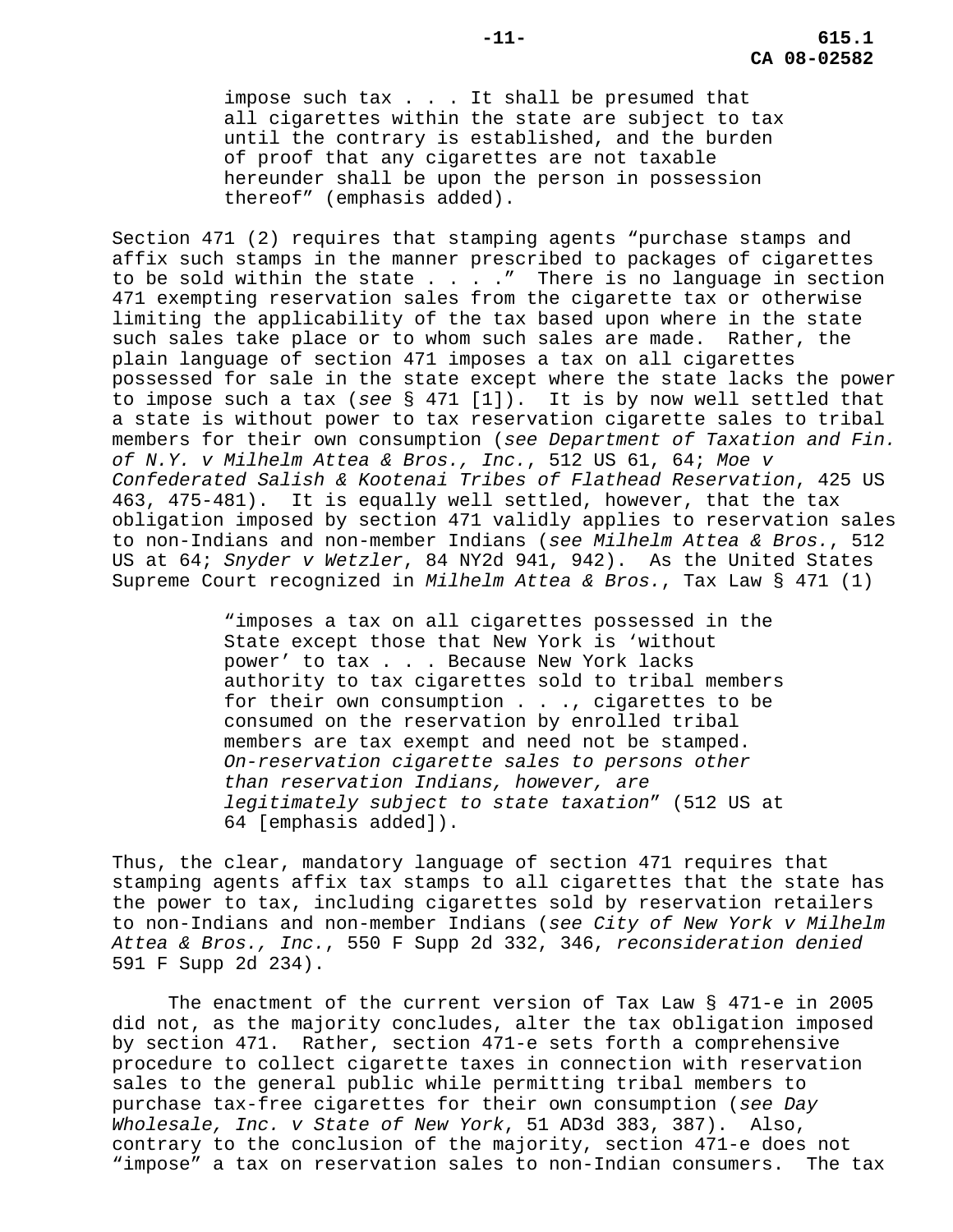> impose such tax . . . It shall be presumed that all cigarettes within the state are subject to tax until the contrary is established, and the burden of proof that any cigarettes are not taxable hereunder shall be upon the person in possession thereof" (emphasis added).

Section 471 (2) requires that stamping agents "purchase stamps and affix such stamps in the manner prescribed to packages of cigarettes to be sold within the state . . . ." There is no language in section 471 exempting reservation sales from the cigarette tax or otherwise limiting the applicability of the tax based upon where in the state such sales take place or to whom such sales are made. Rather, the plain language of section 471 imposes a tax on all cigarettes possessed for sale in the state except where the state lacks the power to impose such a tax (*see* § 471 [1]). It is by now well settled that a state is without power to tax reservation cigarette sales to tribal members for their own consumption (*see Department of Taxation and Fin. of N.Y. v Milhelm Attea & Bros., Inc.*, 512 US 61, 64; *Moe v Confederated Salish & Kootenai Tribes of Flathead Reservation*, 425 US 463, 475-481). It is equally well settled, however, that the tax obligation imposed by section 471 validly applies to reservation sales to non-Indians and non-member Indians (*see Milhelm Attea & Bros.*, 512 US at 64; *Snyder v Wetzler*, 84 NY2d 941, 942). As the United States Supreme Court recognized in *Milhelm Attea & Bros.*, Tax Law § 471 (1)

> "imposes a tax on all cigarettes possessed in the State except those that New York is 'without power' to tax . . . Because New York lacks authority to tax cigarettes sold to tribal members for their own consumption . . ., cigarettes to be consumed on the reservation by enrolled tribal members are tax exempt and need not be stamped. *On-reservation cigarette sales to persons other than reservation Indians, however, are legitimately subject to state taxation*" (512 US at 64 [emphasis added]).

Thus, the clear, mandatory language of section 471 requires that stamping agents affix tax stamps to all cigarettes that the state has the power to tax, including cigarettes sold by reservation retailers to non-Indians and non-member Indians (*see City of New York v Milhelm Attea & Bros., Inc.*, 550 F Supp 2d 332, 346, *reconsideration denied* 591 F Supp 2d 234).

The enactment of the current version of Tax Law § 471-e in 2005 did not, as the majority concludes, alter the tax obligation imposed by section 471. Rather, section 471-e sets forth a comprehensive procedure to collect cigarette taxes in connection with reservation sales to the general public while permitting tribal members to purchase tax-free cigarettes for their own consumption (*see Day Wholesale, Inc. v State of New York*, 51 AD3d 383, 387). Also, contrary to the conclusion of the majority, section 471-e does not "impose" a tax on reservation sales to non-Indian consumers. The tax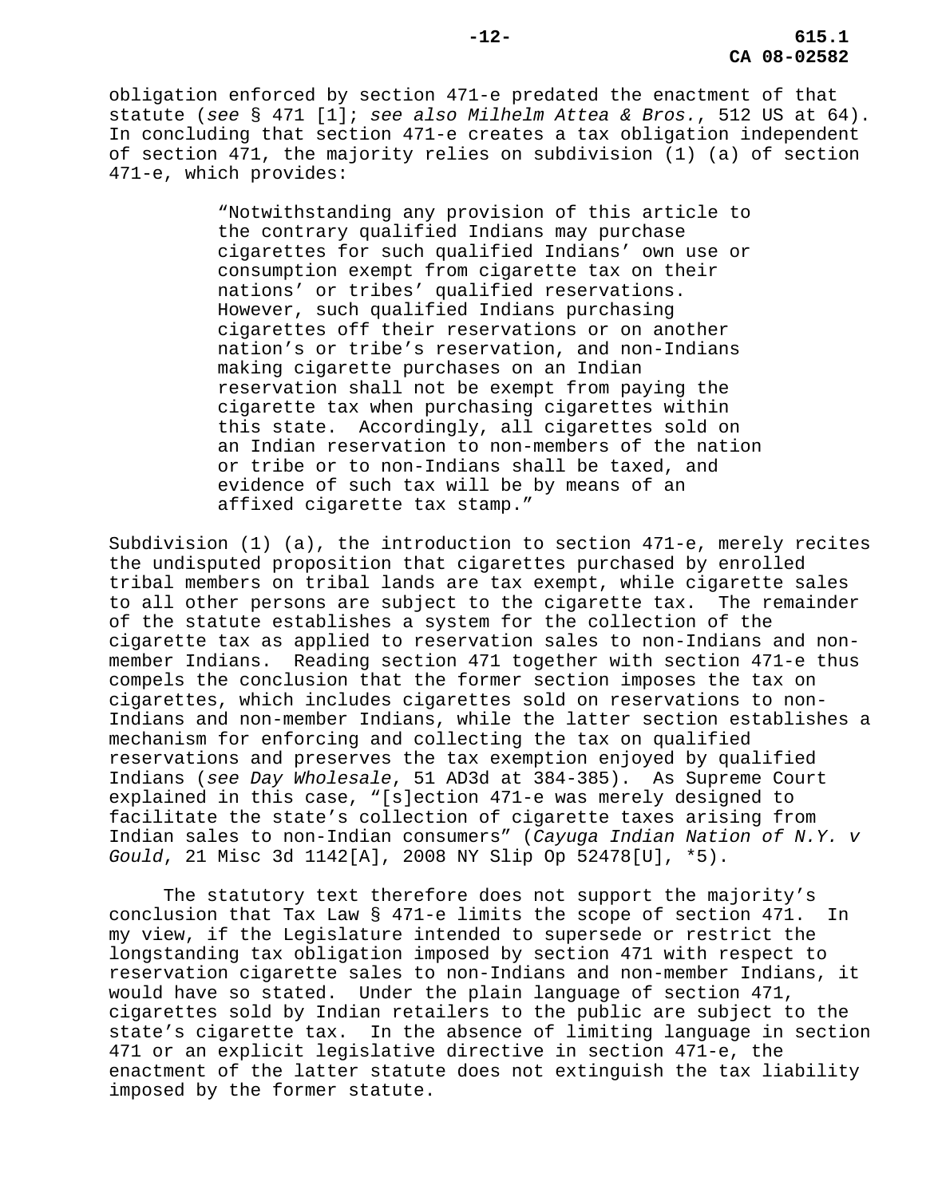obligation enforced by section 471-e predated the enactment of that statute (*see* § 471 [1]; *see also Milhelm Attea & Bros.*, 512 US at 64). In concluding that section 471-e creates a tax obligation independent of section 471, the majority relies on subdivision (1) (a) of section 471-e, which provides:

> "Notwithstanding any provision of this article to the contrary qualified Indians may purchase cigarettes for such qualified Indians' own use or consumption exempt from cigarette tax on their nations' or tribes' qualified reservations. However, such qualified Indians purchasing cigarettes off their reservations or on another nation's or tribe's reservation, and non-Indians making cigarette purchases on an Indian reservation shall not be exempt from paying the cigarette tax when purchasing cigarettes within this state. Accordingly, all cigarettes sold on an Indian reservation to non-members of the nation or tribe or to non-Indians shall be taxed, and evidence of such tax will be by means of an affixed cigarette tax stamp."

Subdivision (1) (a), the introduction to section 471-e, merely recites the undisputed proposition that cigarettes purchased by enrolled tribal members on tribal lands are tax exempt, while cigarette sales to all other persons are subject to the cigarette tax. The remainder of the statute establishes a system for the collection of the cigarette tax as applied to reservation sales to non-Indians and non-member Indians. Reading section 471 together with section 471-e thus compels the conclusion that the former section imposes the tax on cigarettes, which includes cigarettes sold on reservations to non-Indians and non-member Indians, while the latter section establishes a mechanism for enforcing and collecting the tax on qualified reservations and preserves the tax exemption enjoyed by qualified Indians (*see Day Wholesale*, 51 AD3d at 384-385). As Supreme Court explained in this case, "[s]ection 471-e was merely designed to facilitate the state's collection of cigarette taxes arising from Indian sales to non-Indian consumers" (*Cayuga Indian Nation of N.Y. v Gould*, 21 Misc 3d 1142[A], 2008 NY Slip Op 52478[U], *5).

The statutory text therefore does not support the majority's conclusion that Tax Law § 471-e limits the scope of section 471. In my view, if the Legislature intended to supersede or restrict the longstanding tax obligation imposed by section 471 with respect to reservation cigarette sales to non-Indians and non-member Indians, it would have so stated. Under the plain language of section 471, cigarettes sold by Indian retailers to the public are subject to the state's cigarette tax. In the absence of limiting language in section 471 or an explicit legislative directive in section 471-e, the enactment of the latter statute does not extinguish the tax liability imposed by the former statute.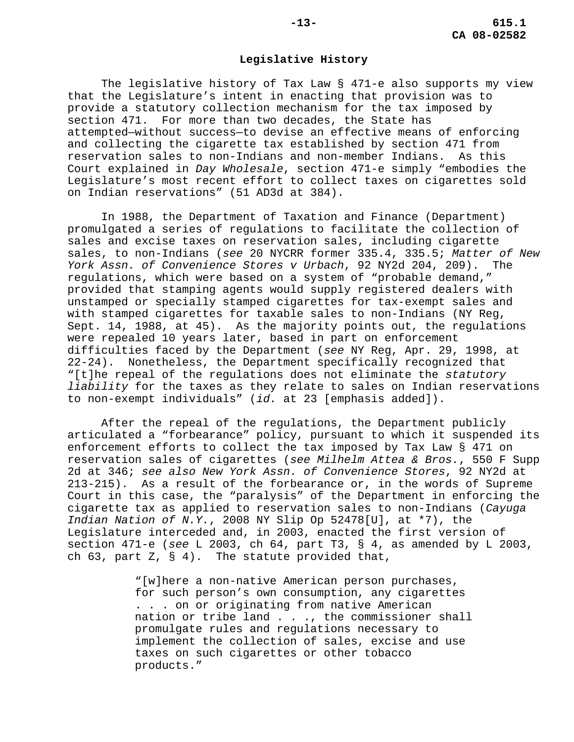**Legislative History**

The legislative history of Tax Law § 471-e also supports my view that the Legislature's intent in enacting that provision was to provide a statutory collection mechanism for the tax imposed by section 471. For more than two decades, the State has attempted—without success—to devise an effective means of enforcing and collecting the cigarette tax established by section 471 from reservation sales to non-Indians and non-member Indians. As this Court explained in *Day Wholesale*, section 471-e simply "embodies the Legislature's most recent effort to collect taxes on cigarettes sold on Indian reservations" (51 AD3d at 384).

In 1988, the Department of Taxation and Finance (Department) promulgated a series of regulations to facilitate the collection of sales and excise taxes on reservation sales, including cigarette sales, to non-Indians (*see* 20 NYCRR former 335.4, 335.5; *Matter of New York Assn. of Convenience Stores v Urbach*, 92 NY2d 204, 209). The regulations, which were based on a system of "probable demand," provided that stamping agents would supply registered dealers with unstamped or specially stamped cigarettes for tax-exempt sales and with stamped cigarettes for taxable sales to non-Indians (NY Reg, Sept. 14, 1988, at 45). As the majority points out, the regulations were repealed 10 years later, based in part on enforcement difficulties faced by the Department (*see* NY Reg, Apr. 29, 1998, at 22-24). Nonetheless, the Department specifically recognized that "[t]he repeal of the regulations does not eliminate the *statutory liability* for the taxes as they relate to sales on Indian reservations to non-exempt individuals" (*id.* at 23 [emphasis added]).

After the repeal of the regulations, the Department publicly articulated a "forbearance" policy, pursuant to which it suspended its enforcement efforts to collect the tax imposed by Tax Law § 471 on reservation sales of cigarettes (*see Milhelm Attea & Bros.*, 550 F Supp 2d at 346; *see also New York Assn. of Convenience Stores*, 92 NY2d at 213-215). As a result of the forbearance or, in the words of Supreme Court in this case, the "paralysis" of the Department in enforcing the cigarette tax as applied to reservation sales to non-Indians (*Cayuga Indian Nation of N.Y.*, 2008 NY Slip Op 52478[U], at *7), the Legislature interceded and, in 2003, enacted the first version of section 471-e (*see* L 2003, ch 64, part T3, § 4, as amended by L 2003, ch 63, part Z, § 4). The statute provided that,

> "[w]here a non-native American person purchases, for such person's own consumption, any cigarettes . . . on or originating from native American nation or tribe land . . ., the commissioner shall promulgate rules and regulations necessary to implement the collection of sales, excise and use taxes on such cigarettes or other tobacco products."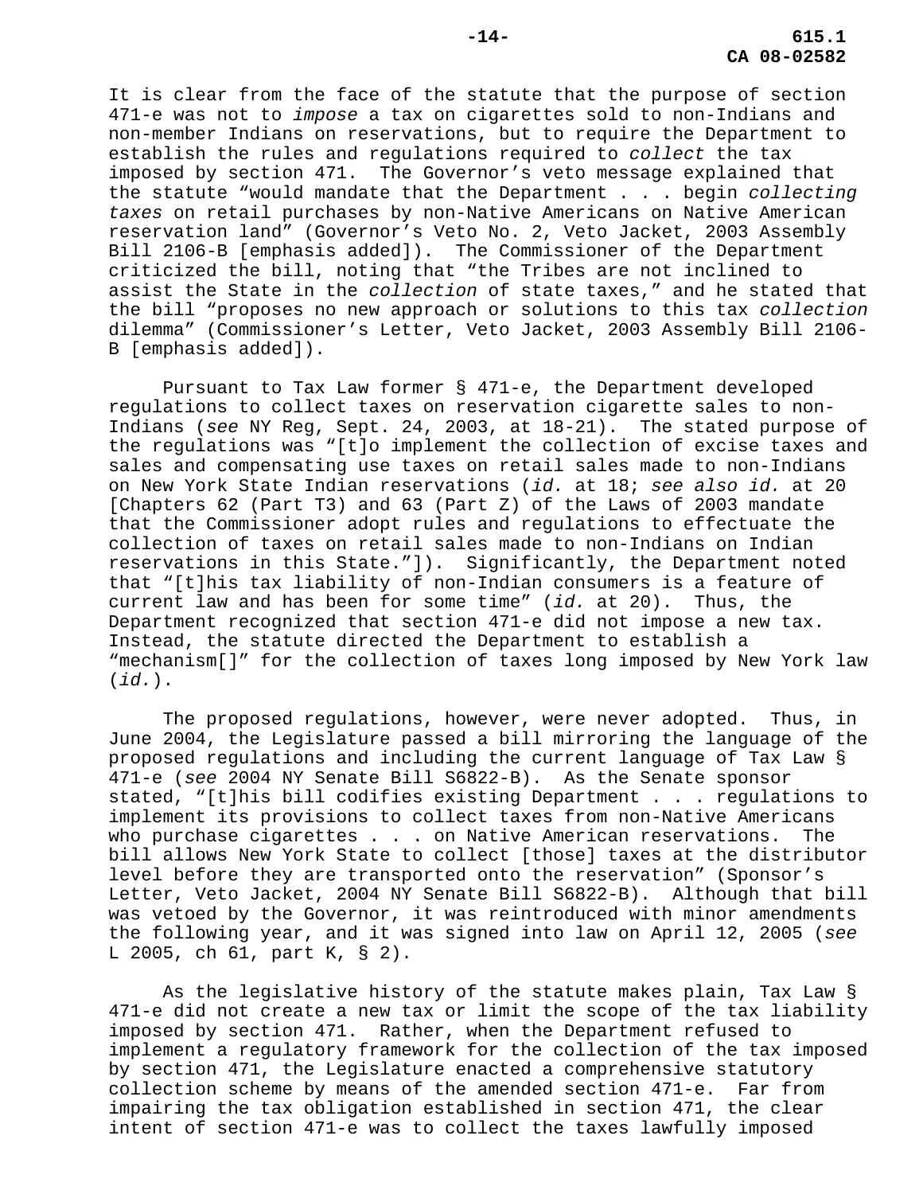It is clear from the face of the statute that the purpose of section 471-e was not to *impose* a tax on cigarettes sold to non-Indians and non-member Indians on reservations, but to require the Department to establish the rules and regulations required to *collect* the tax imposed by section 471. The Governor's veto message explained that the statute "would mandate that the Department . . . begin *collecting taxes* on retail purchases by non-Native Americans on Native American reservation land" (Governor's Veto No. 2, Veto Jacket, 2003 Assembly Bill 2106-B [emphasis added]). The Commissioner of the Department criticized the bill, noting that "the Tribes are not inclined to assist the State in the *collection* of state taxes," and he stated that the bill "proposes no new approach or solutions to this tax *collection* dilemma" (Commissioner's Letter, Veto Jacket, 2003 Assembly Bill 2106-B [emphasis added]).

Pursuant to Tax Law former § 471-e, the Department developed regulations to collect taxes on reservation cigarette sales to non-Indians (*see* NY Reg, Sept. 24, 2003, at 18-21). The stated purpose of the regulations was "[t]o implement the collection of excise taxes and sales and compensating use taxes on retail sales made to non-Indians on New York State Indian reservations (*id.* at 18; *see also id.* at 20 [Chapters 62 (Part T3) and 63 (Part Z) of the Laws of 2003 mandate that the Commissioner adopt rules and regulations to effectuate the collection of taxes on retail sales made to non-Indians on Indian reservations in this State."]). Significantly, the Department noted that "[t]his tax liability of non-Indian consumers is a feature of current law and has been for some time" (*id.* at 20). Thus, the Department recognized that section 471-e did not impose a new tax. Instead, the statute directed the Department to establish a "mechanism[]" for the collection of taxes long imposed by New York law (*id.*).

The proposed regulations, however, were never adopted. Thus, in June 2004, the Legislature passed a bill mirroring the language of the proposed regulations and including the current language of Tax Law § 471-e (*see* 2004 NY Senate Bill S6822-B). As the Senate sponsor stated, "[t]his bill codifies existing Department . . . regulations to implement its provisions to collect taxes from non-Native Americans who purchase cigarettes . . . on Native American reservations. The bill allows New York State to collect [those] taxes at the distributor level before they are transported onto the reservation" (Sponsor's Letter, Veto Jacket, 2004 NY Senate Bill S6822-B). Although that bill was vetoed by the Governor, it was reintroduced with minor amendments the following year, and it was signed into law on April 12, 2005 (*see* L 2005, ch 61, part K, § 2).

As the legislative history of the statute makes plain, Tax Law § 471-e did not create a new tax or limit the scope of the tax liability imposed by section 471. Rather, when the Department refused to implement a regulatory framework for the collection of the tax imposed by section 471, the Legislature enacted a comprehensive statutory collection scheme by means of the amended section 471-e. Far from impairing the tax obligation established in section 471, the clear intent of section 471-e was to collect the taxes lawfully imposed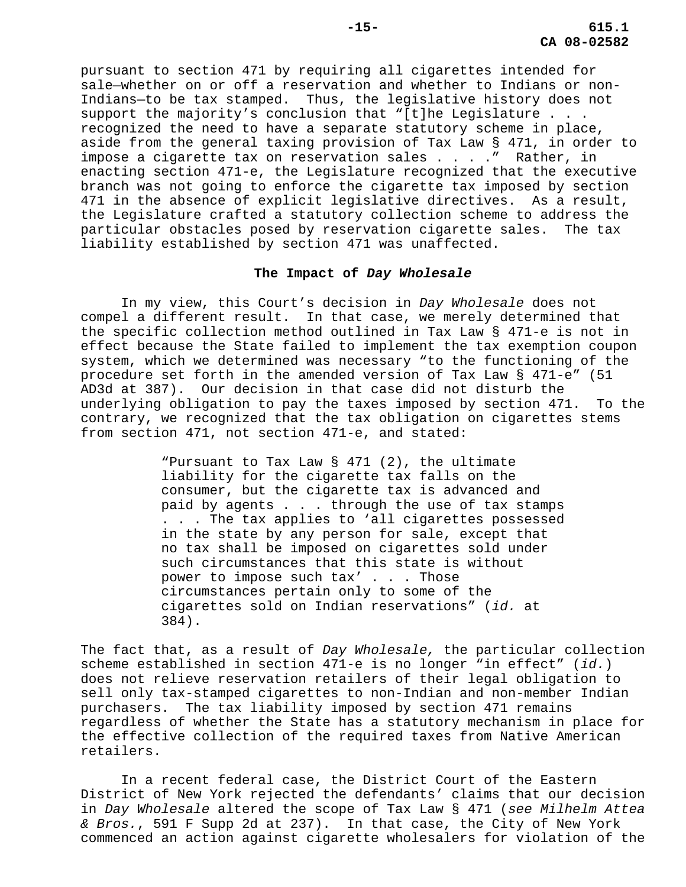pursuant to section 471 by requiring all cigarettes intended for sale—whether on or off a reservation and whether to Indians or non-Indians—to be tax stamped. Thus, the legislative history does not support the majority's conclusion that "[t]he Legislature . . . recognized the need to have a separate statutory scheme in place, aside from the general taxing provision of Tax Law § 471, in order to impose a cigarette tax on reservation sales . . . ." Rather, in enacting section 471-e, the Legislature recognized that the executive branch was not going to enforce the cigarette tax imposed by section 471 in the absence of explicit legislative directives. As a result, the Legislature crafted a statutory collection scheme to address the particular obstacles posed by reservation cigarette sales. The tax liability established by section 471 was unaffected.

**The Impact of *Day Wholesale***

In my view, this Court's decision in *Day Wholesale* does not compel a different result. In that case, we merely determined that the specific collection method outlined in Tax Law § 471-e is not in effect because the State failed to implement the tax exemption coupon system, which we determined was necessary "to the functioning of the procedure set forth in the amended version of Tax Law § 471-e" (51 AD3d at 387). Our decision in that case did not disturb the underlying obligation to pay the taxes imposed by section 471. To the contrary, we recognized that the tax obligation on cigarettes stems from section 471, not section 471-e, and stated:

> "Pursuant to Tax Law § 471 (2), the ultimate liability for the cigarette tax falls on the consumer, but the cigarette tax is advanced and paid by agents . . . through the use of tax stamps . . . The tax applies to 'all cigarettes possessed in the state by any person for sale, except that no tax shall be imposed on cigarettes sold under such circumstances that this state is without power to impose such tax' . . . Those circumstances pertain only to some of the cigarettes sold on Indian reservations" (*id.* at 384).

The fact that, as a result of *Day Wholesale,* the particular collection scheme established in section 471-e is no longer "in effect" (*id.*) does not relieve reservation retailers of their legal obligation to sell only tax-stamped cigarettes to non-Indian and non-member Indian purchasers. The tax liability imposed by section 471 remains regardless of whether the State has a statutory mechanism in place for the effective collection of the required taxes from Native American retailers.

In a recent federal case, the District Court of the Eastern District of New York rejected the defendants' claims that our decision in *Day Wholesale* altered the scope of Tax Law § 471 (*see Milhelm Attea & Bros.*, 591 F Supp 2d at 237). In that case, the City of New York commenced an action against cigarette wholesalers for violation of the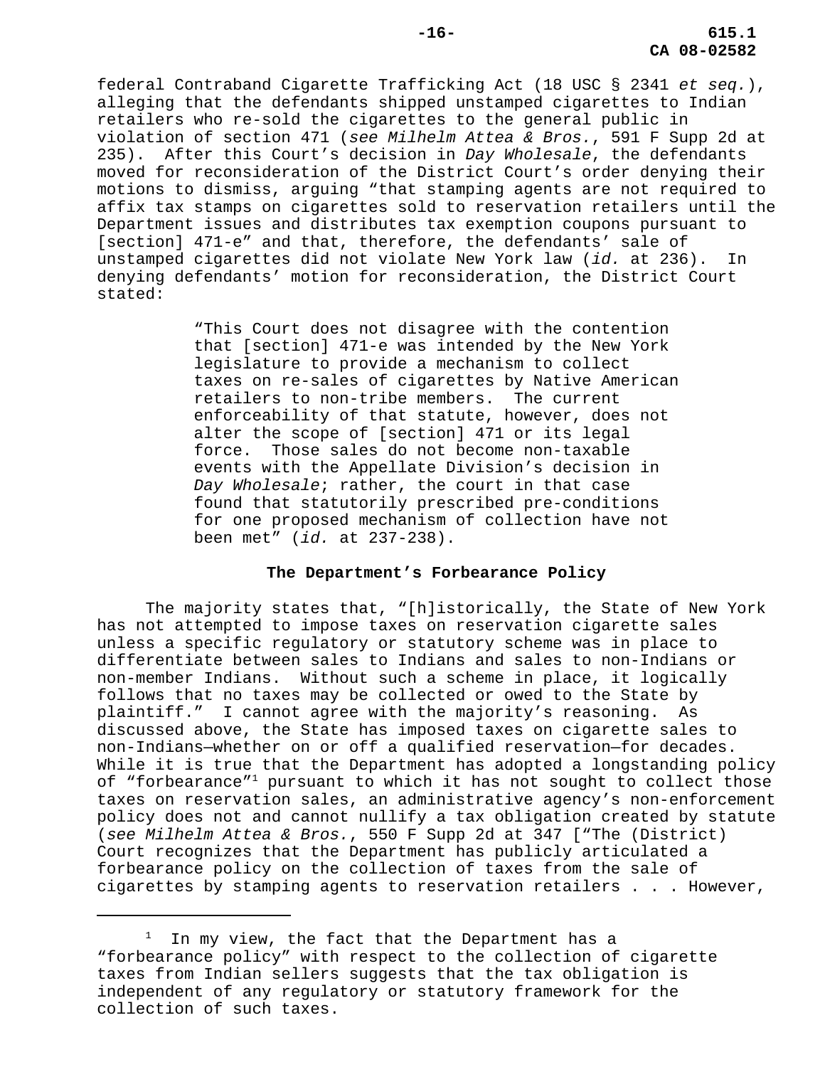federal Contraband Cigarette Trafficking Act (18 USC § 2341 *et seq.*), alleging that the defendants shipped unstamped cigarettes to Indian retailers who re-sold the cigarettes to the general public in violation of section 471 (*see Milhelm Attea & Bros.*, 591 F Supp 2d at 235). After this Court's decision in *Day Wholesale*, the defendants moved for reconsideration of the District Court's order denying their motions to dismiss, arguing "that stamping agents are not required to affix tax stamps on cigarettes sold to reservation retailers until the Department issues and distributes tax exemption coupons pursuant to [section] 471-e" and that, therefore, the defendants' sale of unstamped cigarettes did not violate New York law (*id.* at 236). In denying defendants' motion for reconsideration, the District Court stated:

> "This Court does not disagree with the contention that [section] 471-e was intended by the New York legislature to provide a mechanism to collect taxes on re-sales of cigarettes by Native American retailers to non-tribe members. The current enforceability of that statute, however, does not alter the scope of [section] 471 or its legal force. Those sales do not become non-taxable events with the Appellate Division's decision in *Day Wholesale*; rather, the court in that case found that statutorily prescribed pre-conditions for one proposed mechanism of collection have not been met" (*id.* at 237-238).

**The Department's Forbearance Policy**

The majority states that, "[h]istorically, the State of New York has not attempted to impose taxes on reservation cigarette sales unless a specific regulatory or statutory scheme was in place to differentiate between sales to Indians and sales to non-Indians or non-member Indians. Without such a scheme in place, it logically follows that no taxes may be collected or owed to the State by plaintiff." I cannot agree with the majority's reasoning. As discussed above, the State has imposed taxes on cigarette sales to non-Indians—whether on or off a qualified reservation—for decades. While it is true that the Department has adopted a longstanding policy of "forbearance"[1] pursuant to which it has not sought to collect those taxes on reservation sales, an administrative agency's non-enforcement policy does not and cannot nullify a tax obligation created by statute (*see Milhelm Attea & Bros.*, 550 F Supp 2d at 347 ["The (District) Court recognizes that the Department has publicly articulated a forbearance policy on the collection of taxes from the sale of cigarettes by stamping agents to reservation retailers . . . However,

---

[1] In my view, the fact that the Department has a "forbearance policy" with respect to the collection of cigarette taxes from Indian sellers suggests that the tax obligation is independent of any regulatory or statutory framework for the collection of such taxes.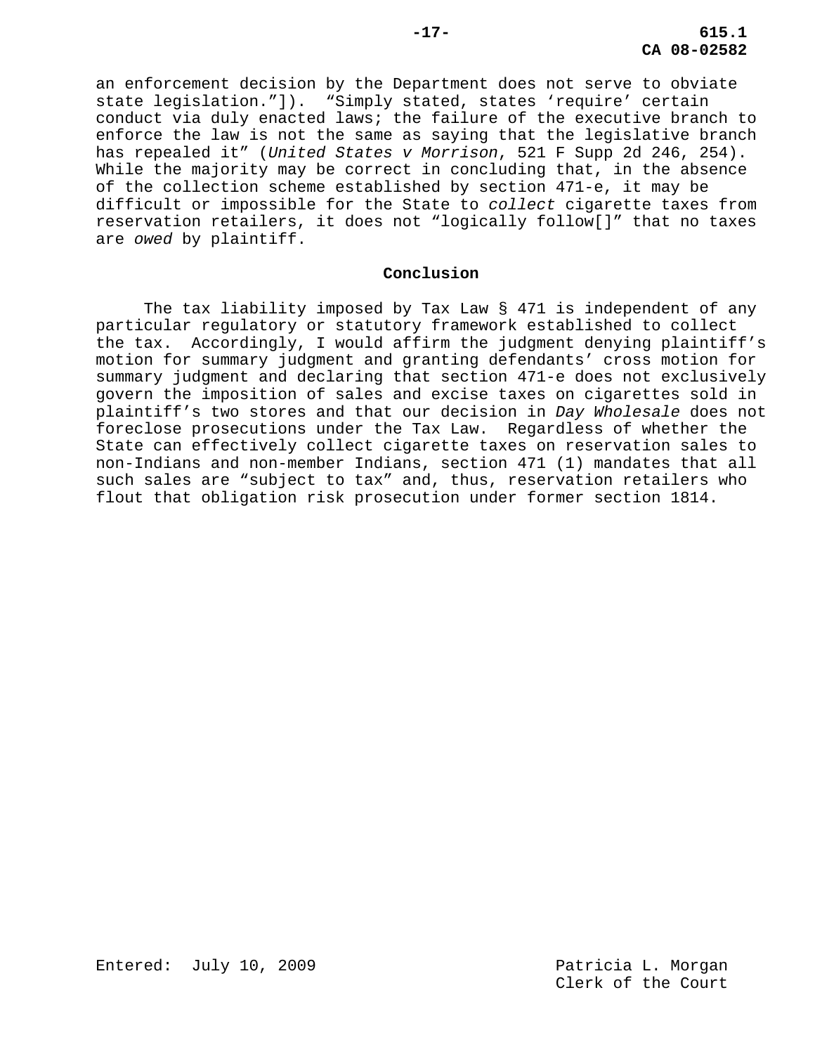an enforcement decision by the Department does not serve to obviate state legislation."]). "Simply stated, states 'require' certain conduct via duly enacted laws; the failure of the executive branch to enforce the law is not the same as saying that the legislative branch has repealed it" (*United States v Morrison*, 521 F Supp 2d 246, 254). While the majority may be correct in concluding that, in the absence of the collection scheme established by section 471-e, it may be difficult or impossible for the State to *collect* cigarette taxes from reservation retailers, it does not "logically follow[]" that no taxes are *owed* by plaintiff.

## Conclusion

The tax liability imposed by Tax Law § 471 is independent of any particular regulatory or statutory framework established to collect the tax. Accordingly, I would affirm the judgment denying plaintiff's motion for summary judgment and granting defendants' cross motion for summary judgment and declaring that section 471-e does not exclusively govern the imposition of sales and excise taxes on cigarettes sold in plaintiff's two stores and that our decision in *Day Wholesale* does not foreclose prosecutions under the Tax Law. Regardless of whether the State can effectively collect cigarette taxes on reservation sales to non-Indians and non-member Indians, section 471 (1) mandates that all such sales are "subject to tax" and, thus, reservation retailers who flout that obligation risk prosecution under former section 1814.

Entered: July 10, 2009

Patricia L. Morgan
Clerk of the Court